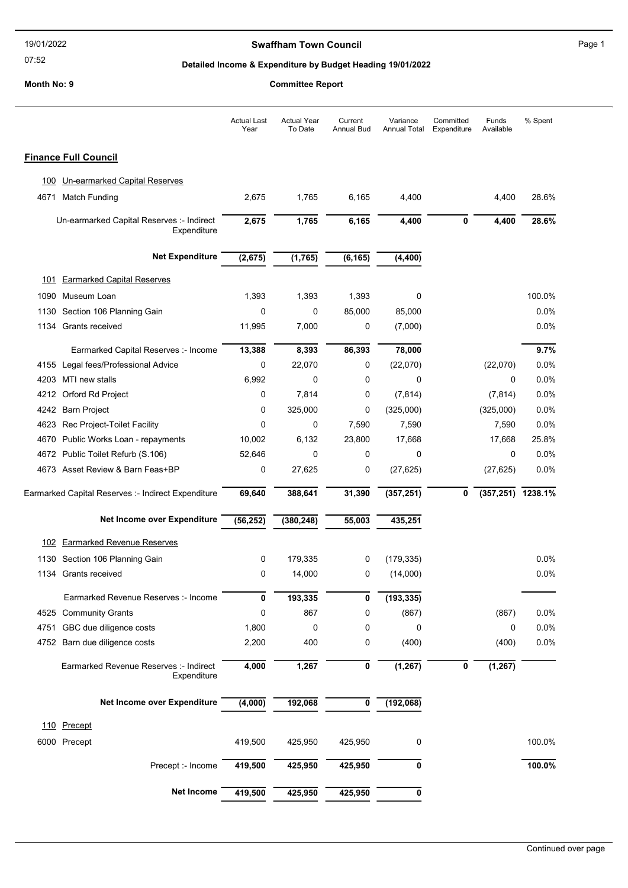# Swaffham Town Council

## Detailed Income & Expenditure by Budget Heading 19/01/2022

**Month No: 9** — **Committee Report**

| | | Actual Last Year | Actual Year To Date | Current Annual Bud | Variance Annual Total | Committed Expenditure | Funds Available | % Spent |
|---|---|---|---|---|---|---|---|---|
| **Finance Full Council** | | | | | | | | |
| 100 | Un-earmarked Capital Reserves | | | | | | | |
| 4671 | Match Funding | 2,675 | 1,765 | 6,165 | 4,400 | | 4,400 | 28.6% |
| | Un-earmarked Capital Reserves :- Indirect Expenditure | **2,675** | **1,765** | **6,165** | **4,400** | **0** | **4,400** | **28.6%** |
| | **Net Expenditure** | **(2,675)** | **(1,765)** | **(6,165)** | **(4,400)** | | | |
| 101 | Earmarked Capital Reserves | | | | | | | |
| 1090 | Museum Loan | 1,393 | 1,393 | 1,393 | 0 | | | 100.0% |
| 1130 | Section 106 Planning Gain | 0 | 0 | 85,000 | 85,000 | | | 0.0% |
| 1134 | Grants received | 11,995 | 7,000 | 0 | (7,000) | | | 0.0% |
| | Earmarked Capital Reserves :- Income | **13,388** | **8,393** | **86,393** | **78,000** | | | **9.7%** |
| 4155 | Legal fees/Professional Advice | 0 | 22,070 | 0 | (22,070) | | (22,070) | 0.0% |
| 4203 | MTI new stalls | 6,992 | 0 | 0 | 0 | | 0 | 0.0% |
| 4212 | Orford Rd Project | 0 | 7,814 | 0 | (7,814) | | (7,814) | 0.0% |
| 4242 | Barn Project | 0 | 325,000 | 0 | (325,000) | | (325,000) | 0.0% |
| 4623 | Rec Project-Toilet Facility | 0 | 0 | 7,590 | 7,590 | | 7,590 | 0.0% |
| 4670 | Public Works Loan - repayments | 10,002 | 6,132 | 23,800 | 17,668 | | 17,668 | 25.8% |
| 4672 | Public Toilet Refurb (S.106) | 52,646 | 0 | 0 | 0 | | 0 | 0.0% |
| 4673 | Asset Review & Barn Feas+BP | 0 | 27,625 | 0 | (27,625) | | (27,625) | 0.0% |
| | Earmarked Capital Reserves :- Indirect Expenditure | **69,640** | **388,641** | **31,390** | **(357,251)** | **0** | **(357,251)** | **1238.1%** |
| | **Net Income over Expenditure** | **(56,252)** | **(380,248)** | **55,003** | **435,251** | | | |
| 102 | Earmarked Revenue Reserves | | | | | | | |
| 1130 | Section 106 Planning Gain | 0 | 179,335 | 0 | (179,335) | | | 0.0% |
| 1134 | Grants received | 0 | 14,000 | 0 | (14,000) | | | 0.0% |
| | Earmarked Revenue Reserves :- Income | **0** | **193,335** | **0** | **(193,335)** | | | |
| 4525 | Community Grants | 0 | 867 | 0 | (867) | | (867) | 0.0% |
| 4751 | GBC due diligence costs | 1,800 | 0 | 0 | 0 | | 0 | 0.0% |
| 4752 | Barn due diligence costs | 2,200 | 400 | 0 | (400) | | (400) | 0.0% |
| | Earmarked Revenue Reserves :- Indirect Expenditure | **4,000** | **1,267** | **0** | **(1,267)** | **0** | **(1,267)** | |
| | **Net Income over Expenditure** | **(4,000)** | **192,068** | **0** | **(192,068)** | | | |
| 110 | Precept | | | | | | | |
| 6000 | Precept | 419,500 | 425,950 | 425,950 | 0 | | | 100.0% |
| | Precept :- Income | **419,500** | **425,950** | **425,950** | **0** | | | **100.0%** |
| | **Net Income** | **419,500** | **425,950** | **425,950** | **0** | | | |

Continued over page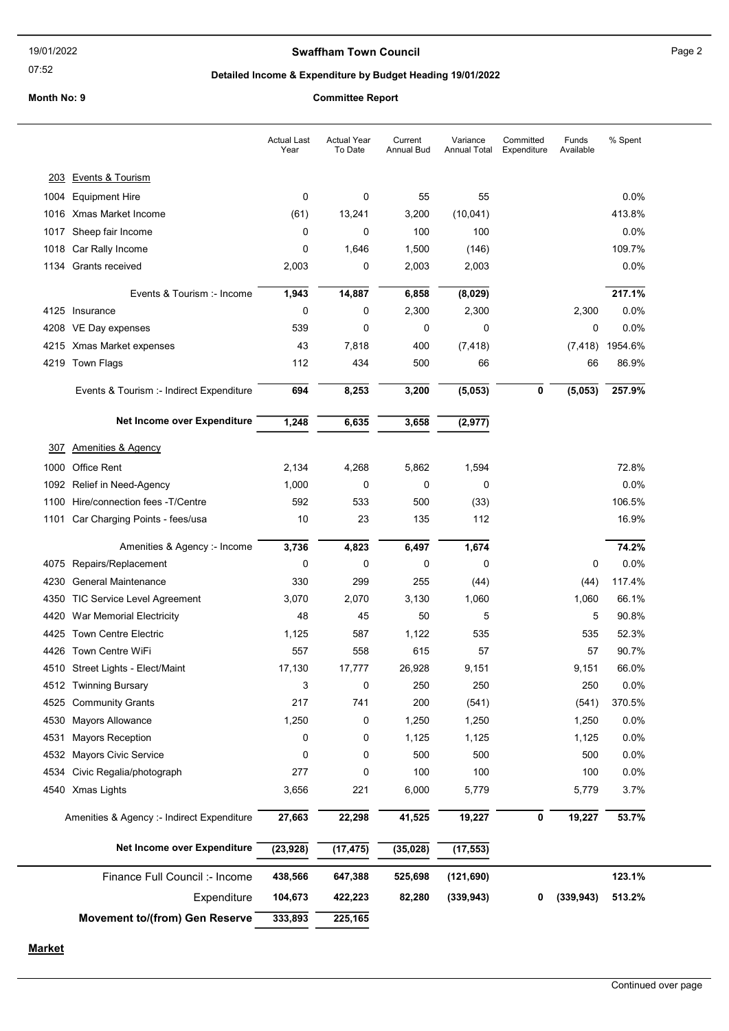# Swaffham Town Council

## Detailed Income & Expenditure by Budget Heading 19/01/2022

**Month No: 9** **Committee Report**

| | | Actual Last Year | Actual Year To Date | Current Annual Bud | Variance Annual Total | Committed Expenditure | Funds Available | % Spent |
|---|---|---|---|---|---|---|---|---|
| 203 | Events & Tourism | | | | | | | |
| 1004 | Equipment Hire | 0 | 0 | 55 | 55 | | | 0.0% |
| 1016 | Xmas Market Income | (61) | 13,241 | 3,200 | (10,041) | | | 413.8% |
| 1017 | Sheep fair Income | 0 | 0 | 100 | 100 | | | 0.0% |
| 1018 | Car Rally Income | 0 | 1,646 | 1,500 | (146) | | | 109.7% |
| 1134 | Grants received | 2,003 | 0 | 2,003 | 2,003 | | | 0.0% |
| | Events & Tourism :- Income | **1,943** | **14,887** | **6,858** | **(8,029)** | | | **217.1%** |
| 4125 | Insurance | 0 | 0 | 2,300 | 2,300 | | 2,300 | 0.0% |
| 4208 | VE Day expenses | 539 | 0 | 0 | 0 | | 0 | 0.0% |
| 4215 | Xmas Market expenses | 43 | 7,818 | 400 | (7,418) | | (7,418) | 1954.6% |
| 4219 | Town Flags | 112 | 434 | 500 | 66 | | 66 | 86.9% |
| | Events & Tourism :- Indirect Expenditure | **694** | **8,253** | **3,200** | **(5,053)** | **0** | **(5,053)** | **257.9%** |
| | **Net Income over Expenditure** | **1,248** | **6,635** | **3,658** | **(2,977)** | | | |
| 307 | Amenities & Agency | | | | | | | |
| 1000 | Office Rent | 2,134 | 4,268 | 5,862 | 1,594 | | | 72.8% |
| 1092 | Relief in Need-Agency | 1,000 | 0 | 0 | 0 | | | 0.0% |
| 1100 | Hire/connection fees -T/Centre | 592 | 533 | 500 | (33) | | | 106.5% |
| 1101 | Car Charging Points - fees/usa | 10 | 23 | 135 | 112 | | | 16.9% |
| | Amenities & Agency :- Income | **3,736** | **4,823** | **6,497** | **1,674** | | | **74.2%** |
| 4075 | Repairs/Replacement | 0 | 0 | 0 | 0 | | 0 | 0.0% |
| 4230 | General Maintenance | 330 | 299 | 255 | (44) | | (44) | 117.4% |
| 4350 | TIC Service Level Agreement | 3,070 | 2,070 | 3,130 | 1,060 | | 1,060 | 66.1% |
| 4420 | War Memorial Electricity | 48 | 45 | 50 | 5 | | 5 | 90.8% |
| 4425 | Town Centre Electric | 1,125 | 587 | 1,122 | 535 | | 535 | 52.3% |
| 4426 | Town Centre WiFi | 557 | 558 | 615 | 57 | | 57 | 90.7% |
| 4510 | Street Lights - Elect/Maint | 17,130 | 17,777 | 26,928 | 9,151 | | 9,151 | 66.0% |
| 4512 | Twinning Bursary | 3 | 0 | 250 | 250 | | 250 | 0.0% |
| 4525 | Community Grants | 217 | 741 | 200 | (541) | | (541) | 370.5% |
| 4530 | Mayors Allowance | 1,250 | 0 | 1,250 | 1,250 | | 1,250 | 0.0% |
| 4531 | Mayors Reception | 0 | 0 | 1,125 | 1,125 | | 1,125 | 0.0% |
| 4532 | Mayors Civic Service | 0 | 0 | 500 | 500 | | 500 | 0.0% |
| 4534 | Civic Regalia/photograph | 277 | 0 | 100 | 100 | | 100 | 0.0% |
| 4540 | Xmas Lights | 3,656 | 221 | 6,000 | 5,779 | | 5,779 | 3.7% |
| | Amenities & Agency :- Indirect Expenditure | **27,663** | **22,298** | **41,525** | **19,227** | **0** | **19,227** | **53.7%** |
| | **Net Income over Expenditure** | **(23,928)** | **(17,475)** | **(35,028)** | **(17,553)** | | | |
| | Finance Full Council :- Income | **438,566** | **647,388** | **525,698** | **(121,690)** | | | **123.1%** |
| | Expenditure | **104,673** | **422,223** | **82,280** | **(339,943)** | **0** | **(339,943)** | **513.2%** |
| | **Movement to/(from) Gen Reserve** | **333,893** | **225,165** | | | | | |

**Market**

Continued over page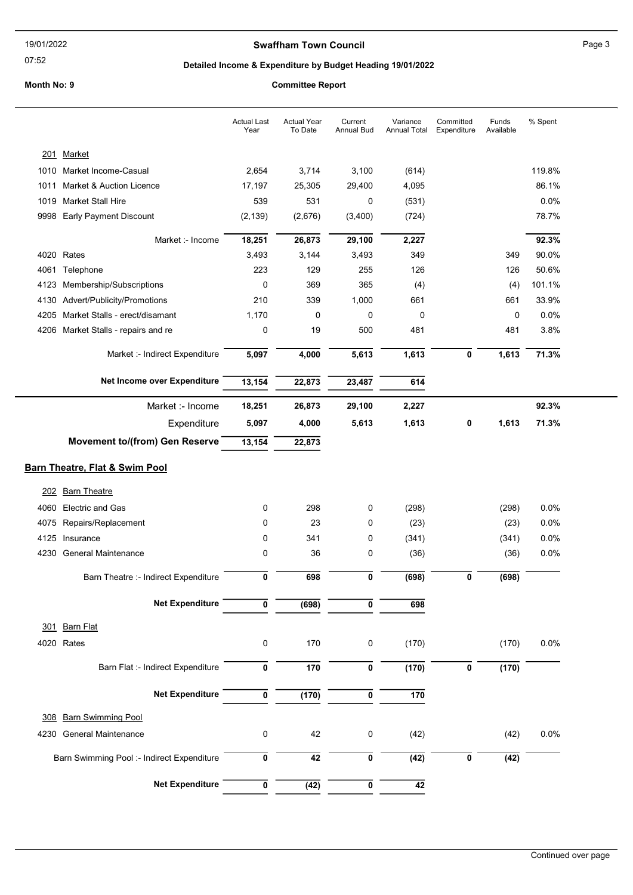# Swaffham Town Council

## Detailed Income & Expenditure by Budget Heading 19/01/2022

**Month No: 9** **Committee Report**

| | | Actual Last Year | Actual Year To Date | Current Annual Bud | Variance Annual Total | Committed Expenditure | Funds Available | % Spent |
|---|---|---|---|---|---|---|---|---|
| **201** | **Market** | | | | | | | |
| 1010 | Market Income-Casual | 2,654 | 3,714 | 3,100 | (614) | | | 119.8% |
| 1011 | Market & Auction Licence | 17,197 | 25,305 | 29,400 | 4,095 | | | 86.1% |
| 1019 | Market Stall Hire | 539 | 531 | 0 | (531) | | | 0.0% |
| 9998 | Early Payment Discount | (2,139) | (2,676) | (3,400) | (724) | | | 78.7% |
| | Market :- Income | **18,251** | **26,873** | **29,100** | **2,227** | | | **92.3%** |
| 4020 | Rates | 3,493 | 3,144 | 3,493 | 349 | | 349 | 90.0% |
| 4061 | Telephone | 223 | 129 | 255 | 126 | | 126 | 50.6% |
| 4123 | Membership/Subscriptions | 0 | 369 | 365 | (4) | | (4) | 101.1% |
| 4130 | Advert/Publicity/Promotions | 210 | 339 | 1,000 | 661 | | 661 | 33.9% |
| 4205 | Market Stalls - erect/disamant | 1,170 | 0 | 0 | 0 | | 0 | 0.0% |
| 4206 | Market Stalls - repairs and re | 0 | 19 | 500 | 481 | | 481 | 3.8% |
| | Market :- Indirect Expenditure | **5,097** | **4,000** | **5,613** | **1,613** | **0** | **1,613** | **71.3%** |
| | **Net Income over Expenditure** | **13,154** | **22,873** | **23,487** | **614** | | | |
| | Market :- Income | **18,251** | **26,873** | **29,100** | **2,227** | | | **92.3%** |
| | Expenditure | **5,097** | **4,000** | **5,613** | **1,613** | **0** | **1,613** | **71.3%** |
| | **Movement to/(from) Gen Reserve** | **13,154** | **22,873** | | | | | |

### Barn Theatre, Flat & Swim Pool

| | | Actual Last Year | Actual Year To Date | Current Annual Bud | Variance Annual Total | Committed Expenditure | Funds Available | % Spent |
|---|---|---|---|---|---|---|---|---|
| **202** | **Barn Theatre** | | | | | | | |
| 4060 | Electric and Gas | 0 | 298 | 0 | (298) | | (298) | 0.0% |
| 4075 | Repairs/Replacement | 0 | 23 | 0 | (23) | | (23) | 0.0% |
| 4125 | Insurance | 0 | 341 | 0 | (341) | | (341) | 0.0% |
| 4230 | General Maintenance | 0 | 36 | 0 | (36) | | (36) | 0.0% |
| | Barn Theatre :- Indirect Expenditure | **0** | **698** | **0** | **(698)** | **0** | **(698)** | |
| | **Net Expenditure** | **0** | **(698)** | **0** | **698** | | | |
| **301** | **Barn Flat** | | | | | | | |
| 4020 | Rates | 0 | 170 | 0 | (170) | | (170) | 0.0% |
| | Barn Flat :- Indirect Expenditure | **0** | **170** | **0** | **(170)** | **0** | **(170)** | |
| | **Net Expenditure** | **0** | **(170)** | **0** | **170** | | | |
| **308** | **Barn Swimming Pool** | | | | | | | |
| 4230 | General Maintenance | 0 | 42 | 0 | (42) | | (42) | 0.0% |
| | Barn Swimming Pool :- Indirect Expenditure | **0** | **42** | **0** | **(42)** | **0** | **(42)** | |
| | **Net Expenditure** | **0** | **(42)** | **0** | **42** | | | |

Continued over page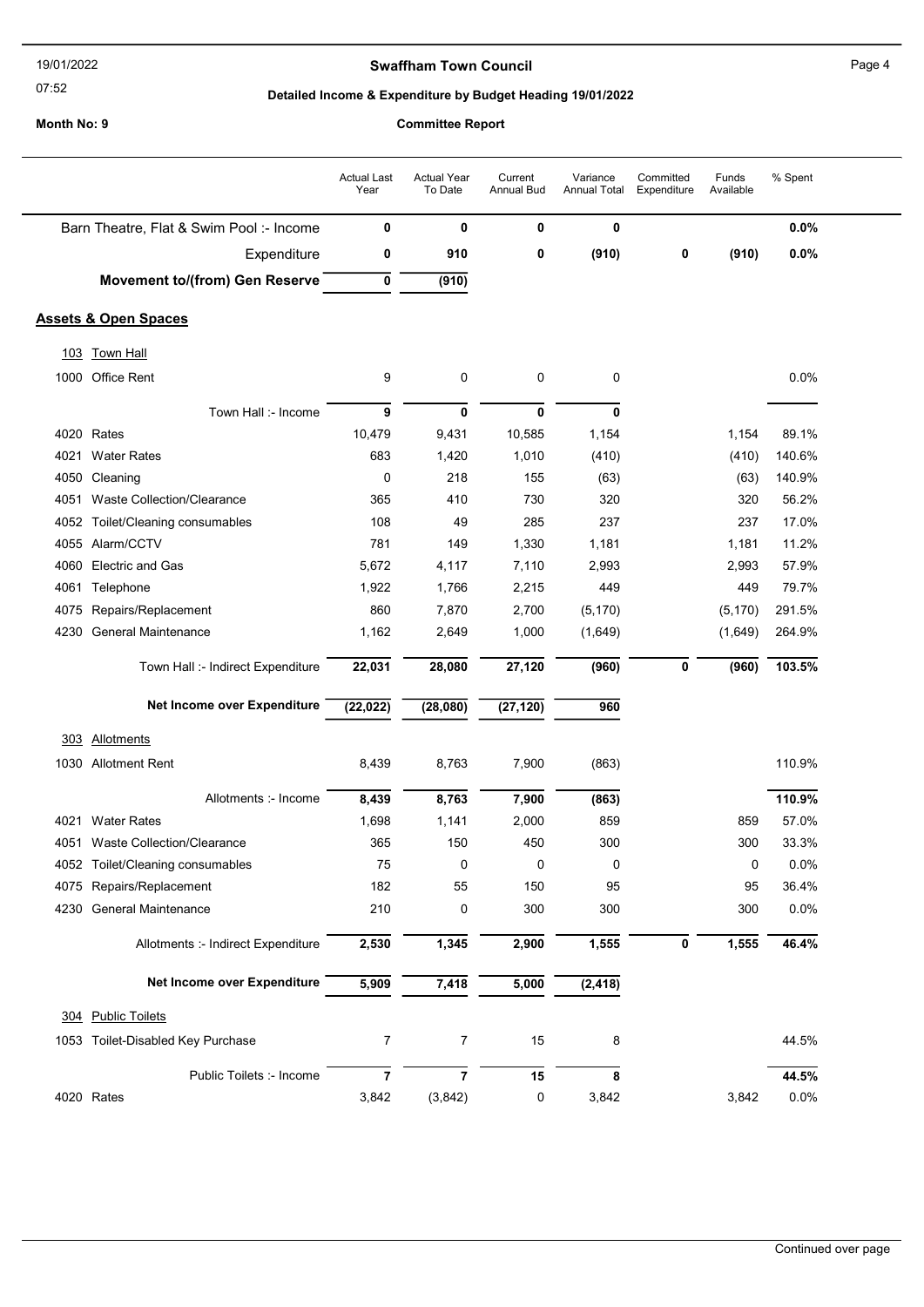## Swaffham Town Council

### Detailed Income & Expenditure by Budget Heading 19/01/2022

**Month No: 9** — **Committee Report**

| | Actual Last Year | Actual Year To Date | Current Annual Bud | Variance Annual Total | Committed Expenditure | Funds Available | % Spent |
|---|---|---|---|---|---|---|---|
| Barn Theatre, Flat & Swim Pool :- Income | **0** | **0** | **0** | **0** | | | **0.0%** |
| Expenditure | **0** | **910** | **0** | **(910)** | **0** | **(910)** | **0.0%** |
| **Movement to/(from) Gen Reserve** | **0** | **(910)** | | | | | |
| **Assets & Open Spaces** | | | | | | | |
| 103 Town Hall | | | | | | | |
| 1000 Office Rent | 9 | 0 | 0 | 0 | | | 0.0% |
| Town Hall :- Income | **9** | **0** | **0** | **0** | | | |
| 4020 Rates | 10,479 | 9,431 | 10,585 | 1,154 | | 1,154 | 89.1% |
| 4021 Water Rates | 683 | 1,420 | 1,010 | (410) | | (410) | 140.6% |
| 4050 Cleaning | 0 | 218 | 155 | (63) | | (63) | 140.9% |
| 4051 Waste Collection/Clearance | 365 | 410 | 730 | 320 | | 320 | 56.2% |
| 4052 Toilet/Cleaning consumables | 108 | 49 | 285 | 237 | | 237 | 17.0% |
| 4055 Alarm/CCTV | 781 | 149 | 1,330 | 1,181 | | 1,181 | 11.2% |
| 4060 Electric and Gas | 5,672 | 4,117 | 7,110 | 2,993 | | 2,993 | 57.9% |
| 4061 Telephone | 1,922 | 1,766 | 2,215 | 449 | | 449 | 79.7% |
| 4075 Repairs/Replacement | 860 | 7,870 | 2,700 | (5,170) | | (5,170) | 291.5% |
| 4230 General Maintenance | 1,162 | 2,649 | 1,000 | (1,649) | | (1,649) | 264.9% |
| Town Hall :- Indirect Expenditure | **22,031** | **28,080** | **27,120** | **(960)** | **0** | **(960)** | **103.5%** |
| **Net Income over Expenditure** | **(22,022)** | **(28,080)** | **(27,120)** | **960** | | | |
| 303 Allotments | | | | | | | |
| 1030 Allotment Rent | 8,439 | 8,763 | 7,900 | (863) | | | 110.9% |
| Allotments :- Income | **8,439** | **8,763** | **7,900** | **(863)** | | | **110.9%** |
| 4021 Water Rates | 1,698 | 1,141 | 2,000 | 859 | | 859 | 57.0% |
| 4051 Waste Collection/Clearance | 365 | 150 | 450 | 300 | | 300 | 33.3% |
| 4052 Toilet/Cleaning consumables | 75 | 0 | 0 | 0 | | 0 | 0.0% |
| 4075 Repairs/Replacement | 182 | 55 | 150 | 95 | | 95 | 36.4% |
| 4230 General Maintenance | 210 | 0 | 300 | 300 | | 300 | 0.0% |
| Allotments :- Indirect Expenditure | **2,530** | **1,345** | **2,900** | **1,555** | **0** | **1,555** | **46.4%** |
| **Net Income over Expenditure** | **5,909** | **7,418** | **5,000** | **(2,418)** | | | |
| 304 Public Toilets | | | | | | | |
| 1053 Toilet-Disabled Key Purchase | 7 | 7 | 15 | 8 | | | 44.5% |
| Public Toilets :- Income | **7** | **7** | **15** | **8** | | | **44.5%** |
| 4020 Rates | 3,842 | (3,842) | 0 | 3,842 | | 3,842 | 0.0% |

Continued over page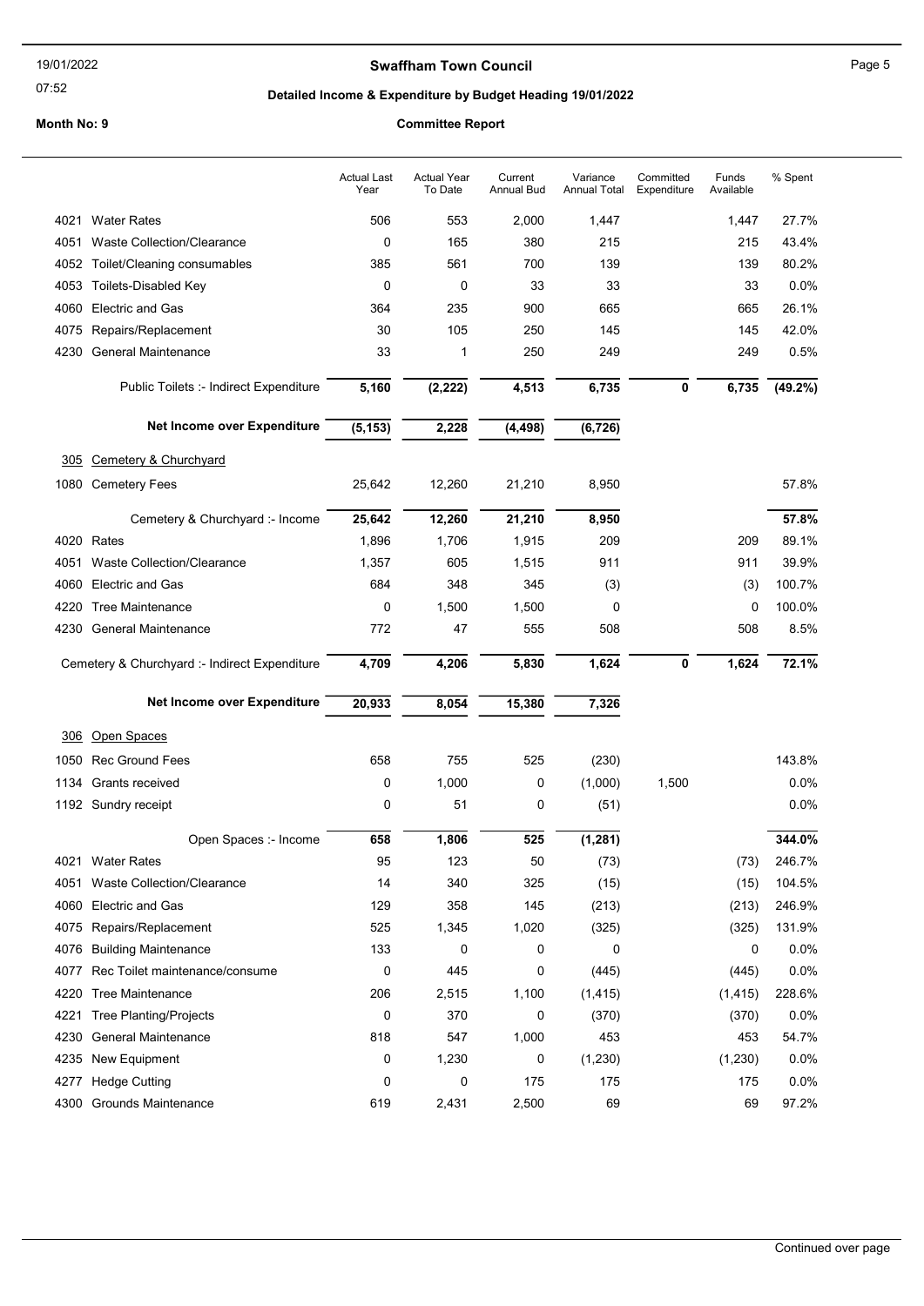# Swaffham Town Council

## Detailed Income & Expenditure by Budget Heading 19/01/2022

**Month No: 9** **Committee Report**

| | | Actual Last Year | Actual Year To Date | Current Annual Bud | Variance Annual Total | Committed Expenditure | Funds Available | % Spent |
|---|---|---|---|---|---|---|---|---|
| 4021 | Water Rates | 506 | 553 | 2,000 | 1,447 | | 1,447 | 27.7% |
| 4051 | Waste Collection/Clearance | 0 | 165 | 380 | 215 | | 215 | 43.4% |
| 4052 | Toilet/Cleaning consumables | 385 | 561 | 700 | 139 | | 139 | 80.2% |
| 4053 | Toilets-Disabled Key | 0 | 0 | 33 | 33 | | 33 | 0.0% |
| 4060 | Electric and Gas | 364 | 235 | 900 | 665 | | 665 | 26.1% |
| 4075 | Repairs/Replacement | 30 | 105 | 250 | 145 | | 145 | 42.0% |
| 4230 | General Maintenance | 33 | 1 | 250 | 249 | | 249 | 0.5% |
| | **Public Toilets :- Indirect Expenditure** | **5,160** | **(2,222)** | **4,513** | **6,735** | **0** | **6,735** | **(49.2%)** |
| | **Net Income over Expenditure** | **(5,153)** | **2,228** | **(4,498)** | **(6,726)** | | | |
| 305 | Cemetery & Churchyard | | | | | | | |
| 1080 | Cemetery Fees | 25,642 | 12,260 | 21,210 | 8,950 | | | 57.8% |
| | **Cemetery & Churchyard :- Income** | **25,642** | **12,260** | **21,210** | **8,950** | | | **57.8%** |
| 4020 | Rates | 1,896 | 1,706 | 1,915 | 209 | | 209 | 89.1% |
| 4051 | Waste Collection/Clearance | 1,357 | 605 | 1,515 | 911 | | 911 | 39.9% |
| 4060 | Electric and Gas | 684 | 348 | 345 | (3) | | (3) | 100.7% |
| 4220 | Tree Maintenance | 0 | 1,500 | 1,500 | 0 | | 0 | 100.0% |
| 4230 | General Maintenance | 772 | 47 | 555 | 508 | | 508 | 8.5% |
| | **Cemetery & Churchyard :- Indirect Expenditure** | **4,709** | **4,206** | **5,830** | **1,624** | **0** | **1,624** | **72.1%** |
| | **Net Income over Expenditure** | **20,933** | **8,054** | **15,380** | **7,326** | | | |
| 306 | Open Spaces | | | | | | | |
| 1050 | Rec Ground Fees | 658 | 755 | 525 | (230) | | | 143.8% |
| 1134 | Grants received | 0 | 1,000 | 0 | (1,000) | 1,500 | | 0.0% |
| 1192 | Sundry receipt | 0 | 51 | 0 | (51) | | | 0.0% |
| | **Open Spaces :- Income** | **658** | **1,806** | **525** | **(1,281)** | | | **344.0%** |
| 4021 | Water Rates | 95 | 123 | 50 | (73) | | (73) | 246.7% |
| 4051 | Waste Collection/Clearance | 14 | 340 | 325 | (15) | | (15) | 104.5% |
| 4060 | Electric and Gas | 129 | 358 | 145 | (213) | | (213) | 246.9% |
| 4075 | Repairs/Replacement | 525 | 1,345 | 1,020 | (325) | | (325) | 131.9% |
| 4076 | Building Maintenance | 133 | 0 | 0 | 0 | | 0 | 0.0% |
| 4077 | Rec Toilet maintenance/consume | 0 | 445 | 0 | (445) | | (445) | 0.0% |
| 4220 | Tree Maintenance | 206 | 2,515 | 1,100 | (1,415) | | (1,415) | 228.6% |
| 4221 | Tree Planting/Projects | 0 | 370 | 0 | (370) | | (370) | 0.0% |
| 4230 | General Maintenance | 818 | 547 | 1,000 | 453 | | 453 | 54.7% |
| 4235 | New Equipment | 0 | 1,230 | 0 | (1,230) | | (1,230) | 0.0% |
| 4277 | Hedge Cutting | 0 | 0 | 175 | 175 | | 175 | 0.0% |
| 4300 | Grounds Maintenance | 619 | 2,431 | 2,500 | 69 | | 69 | 97.2% |

Continued over page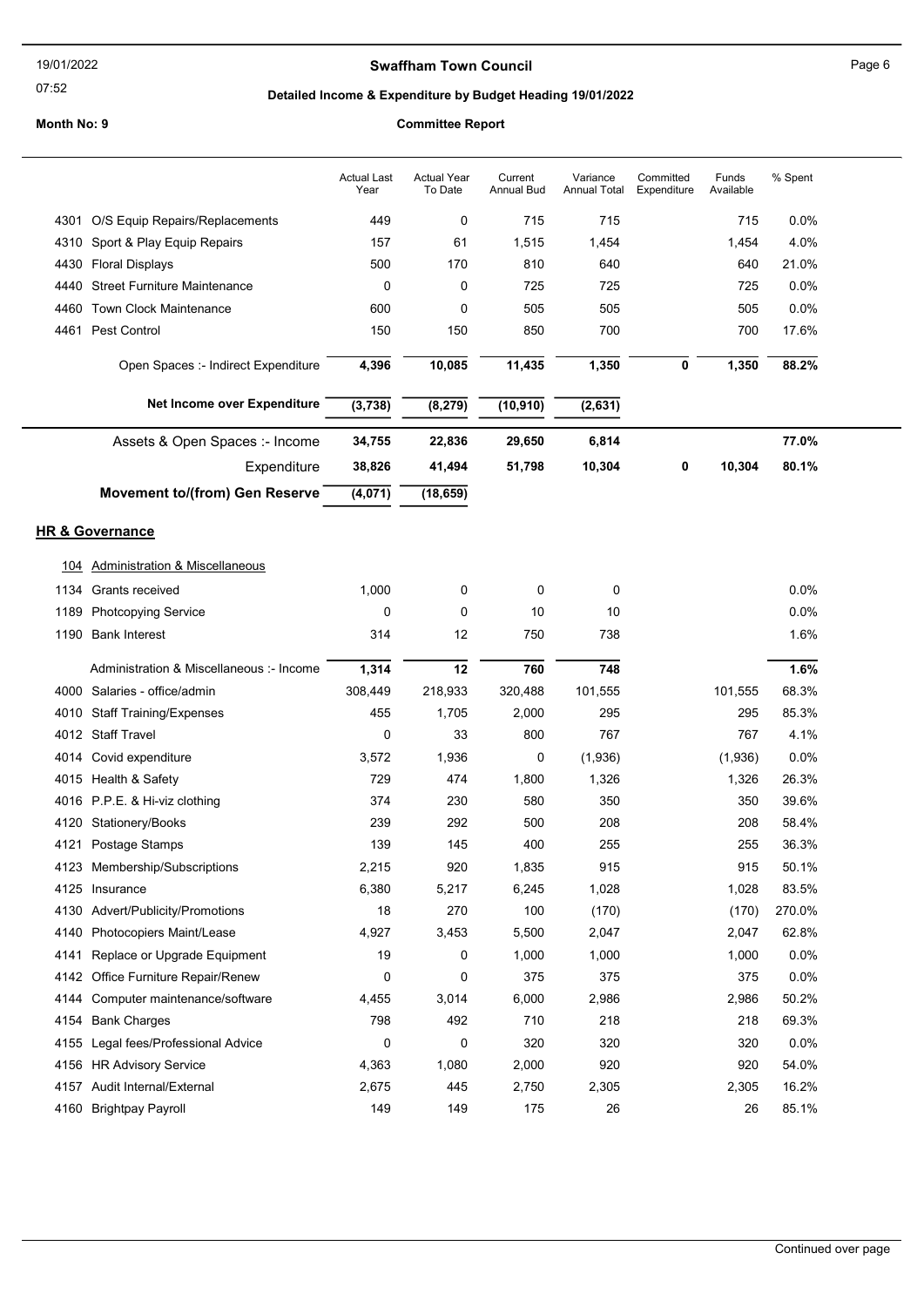**Swaffham Town Council**

**Detailed Income & Expenditure by Budget Heading 19/01/2022**

**Month No: 9** **Committee Report**

| | | Actual Last Year | Actual Year To Date | Current Annual Bud | Variance Annual Total | Committed Expenditure | Funds Available | % Spent |
|---|---|---|---|---|---|---|---|---|
| 4301 | O/S Equip Repairs/Replacements | 449 | 0 | 715 | 715 | | 715 | 0.0% |
| 4310 | Sport & Play Equip Repairs | 157 | 61 | 1,515 | 1,454 | | 1,454 | 4.0% |
| 4430 | Floral Displays | 500 | 170 | 810 | 640 | | 640 | 21.0% |
| 4440 | Street Furniture Maintenance | 0 | 0 | 725 | 725 | | 725 | 0.0% |
| 4460 | Town Clock Maintenance | 600 | 0 | 505 | 505 | | 505 | 0.0% |
| 4461 | Pest Control | 150 | 150 | 850 | 700 | | 700 | 17.6% |
| | Open Spaces :- Indirect Expenditure | **4,396** | **10,085** | **11,435** | **1,350** | **0** | **1,350** | **88.2%** |
| | **Net Income over Expenditure** | **(3,738)** | **(8,279)** | **(10,910)** | **(2,631)** | | | |
| | Assets & Open Spaces :- Income | **34,755** | **22,836** | **29,650** | **6,814** | | | **77.0%** |
| | Expenditure | **38,826** | **41,494** | **51,798** | **10,304** | **0** | **10,304** | **80.1%** |
| | **Movement to/(from) Gen Reserve** | **(4,071)** | **(18,659)** | | | | | |

## HR & Governance

104 Administration & Miscellaneous

| | | Actual Last Year | Actual Year To Date | Current Annual Bud | Variance Annual Total | Committed Expenditure | Funds Available | % Spent |
|---|---|---|---|---|---|---|---|---|
| 1134 | Grants received | 1,000 | 0 | 0 | 0 | | | 0.0% |
| 1189 | Photcopying Service | 0 | 0 | 10 | 10 | | | 0.0% |
| 1190 | Bank Interest | 314 | 12 | 750 | 738 | | | 1.6% |
| | Administration & Miscellaneous :- Income | **1,314** | **12** | **760** | **748** | | | **1.6%** |
| 4000 | Salaries - office/admin | 308,449 | 218,933 | 320,488 | 101,555 | | 101,555 | 68.3% |
| 4010 | Staff Training/Expenses | 455 | 1,705 | 2,000 | 295 | | 295 | 85.3% |
| 4012 | Staff Travel | 0 | 33 | 800 | 767 | | 767 | 4.1% |
| 4014 | Covid expenditure | 3,572 | 1,936 | 0 | (1,936) | | (1,936) | 0.0% |
| 4015 | Health & Safety | 729 | 474 | 1,800 | 1,326 | | 1,326 | 26.3% |
| 4016 | P.P.E. & Hi-viz clothing | 374 | 230 | 580 | 350 | | 350 | 39.6% |
| 4120 | Stationery/Books | 239 | 292 | 500 | 208 | | 208 | 58.4% |
| 4121 | Postage Stamps | 139 | 145 | 400 | 255 | | 255 | 36.3% |
| 4123 | Membership/Subscriptions | 2,215 | 920 | 1,835 | 915 | | 915 | 50.1% |
| 4125 | Insurance | 6,380 | 5,217 | 6,245 | 1,028 | | 1,028 | 83.5% |
| 4130 | Advert/Publicity/Promotions | 18 | 270 | 100 | (170) | | (170) | 270.0% |
| 4140 | Photocopiers Maint/Lease | 4,927 | 3,453 | 5,500 | 2,047 | | 2,047 | 62.8% |
| 4141 | Replace or Upgrade Equipment | 19 | 0 | 1,000 | 1,000 | | 1,000 | 0.0% |
| 4142 | Office Furniture Repair/Renew | 0 | 0 | 375 | 375 | | 375 | 0.0% |
| 4144 | Computer maintenance/software | 4,455 | 3,014 | 6,000 | 2,986 | | 2,986 | 50.2% |
| 4154 | Bank Charges | 798 | 492 | 710 | 218 | | 218 | 69.3% |
| 4155 | Legal fees/Professional Advice | 0 | 0 | 320 | 320 | | 320 | 0.0% |
| 4156 | HR Advisory Service | 4,363 | 1,080 | 2,000 | 920 | | 920 | 54.0% |
| 4157 | Audit Internal/External | 2,675 | 445 | 2,750 | 2,305 | | 2,305 | 16.2% |
| 4160 | Brightpay Payroll | 149 | 149 | 175 | 26 | | 26 | 85.1% |

Continued over page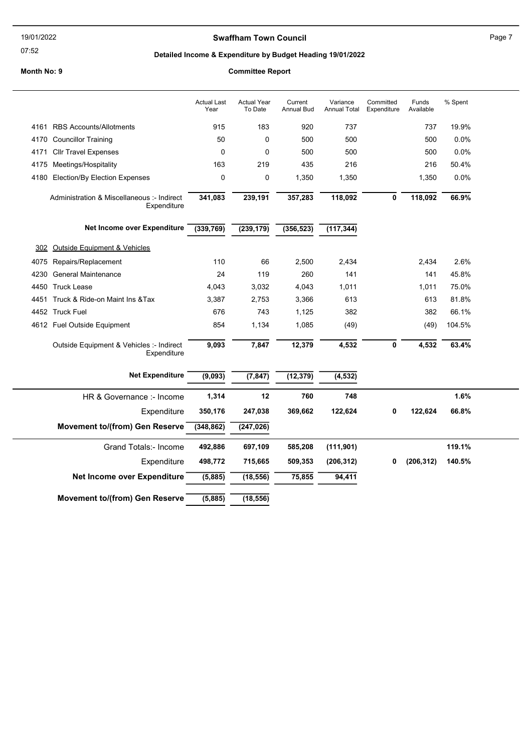# Swaffham Town Council

## Detailed Income & Expenditure by Budget Heading 19/01/2022

**Month No: 9** **Committee Report**

| | | Actual Last Year | Actual Year To Date | Current Annual Bud | Variance Annual Total | Committed Expenditure | Funds Available | % Spent |
|---|---|---|---|---|---|---|---|---|
| 4161 | RBS Accounts/Allotments | 915 | 183 | 920 | 737 | | 737 | 19.9% |
| 4170 | Councillor Training | 50 | 0 | 500 | 500 | | 500 | 0.0% |
| 4171 | Cllr Travel Expenses | 0 | 0 | 500 | 500 | | 500 | 0.0% |
| 4175 | Meetings/Hospitality | 163 | 219 | 435 | 216 | | 216 | 50.4% |
| 4180 | Election/By Election Expenses | 0 | 0 | 1,350 | 1,350 | | 1,350 | 0.0% |
| | Administration & Miscellaneous :- Indirect Expenditure | **341,083** | **239,191** | **357,283** | **118,092** | **0** | **118,092** | **66.9%** |
| | **Net Income over Expenditure** | **(339,769)** | **(239,179)** | **(356,523)** | **(117,344)** | | | |
| 302 | Outside Equipment & Vehicles | | | | | | | |
| 4075 | Repairs/Replacement | 110 | 66 | 2,500 | 2,434 | | 2,434 | 2.6% |
| 4230 | General Maintenance | 24 | 119 | 260 | 141 | | 141 | 45.8% |
| 4450 | Truck Lease | 4,043 | 3,032 | 4,043 | 1,011 | | 1,011 | 75.0% |
| 4451 | Truck & Ride-on Maint Ins &Tax | 3,387 | 2,753 | 3,366 | 613 | | 613 | 81.8% |
| 4452 | Truck Fuel | 676 | 743 | 1,125 | 382 | | 382 | 66.1% |
| 4612 | Fuel Outside Equipment | 854 | 1,134 | 1,085 | (49) | | (49) | 104.5% |
| | Outside Equipment & Vehicles :- Indirect Expenditure | **9,093** | **7,847** | **12,379** | **4,532** | **0** | **4,532** | **63.4%** |
| | **Net Expenditure** | **(9,093)** | **(7,847)** | **(12,379)** | **(4,532)** | | | |
| | HR & Governance :- Income | **1,314** | **12** | **760** | **748** | | | **1.6%** |
| | Expenditure | **350,176** | **247,038** | **369,662** | **122,624** | **0** | **122,624** | **66.8%** |
| | **Movement to/(from) Gen Reserve** | **(348,862)** | **(247,026)** | | | | | |
| | Grand Totals:- Income | **492,886** | **697,109** | **585,208** | **(111,901)** | | | **119.1%** |
| | Expenditure | **498,772** | **715,665** | **509,353** | **(206,312)** | **0** | **(206,312)** | **140.5%** |
| | **Net Income over Expenditure** | **(5,885)** | **(18,556)** | **75,855** | **94,411** | | | |
| | **Movement to/(from) Gen Reserve** | **(5,885)** | **(18,556)** | | | | | |